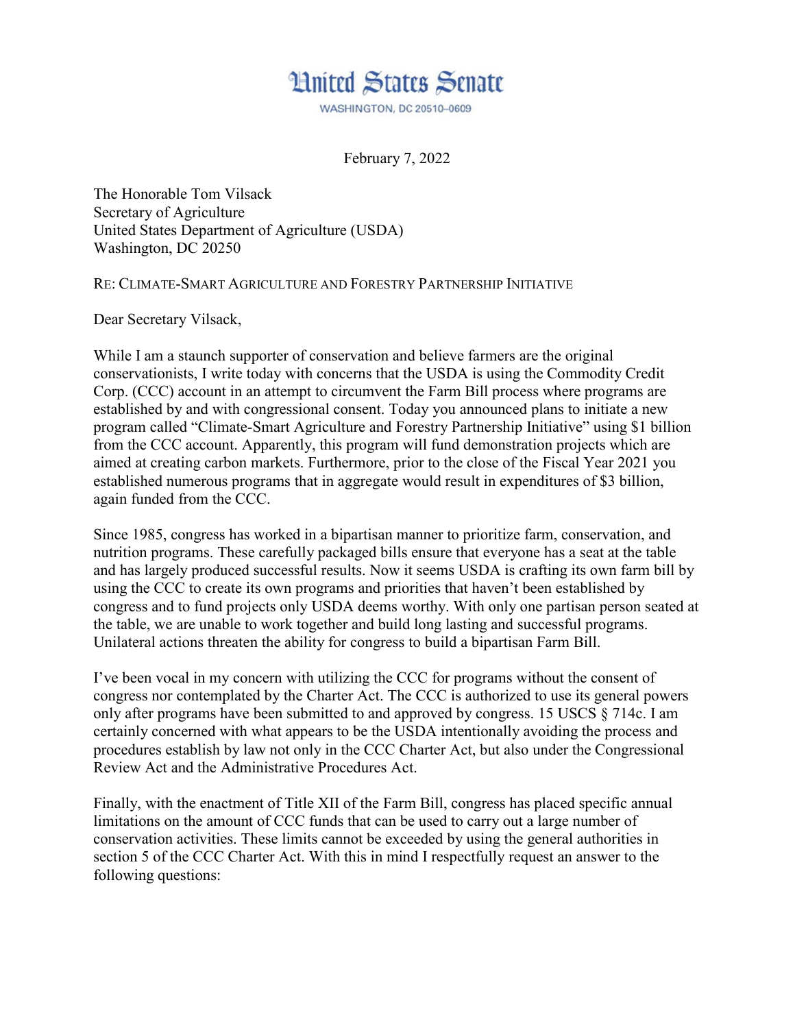# United States Senate

WASHINGTON, DC 20510–0609

February 7, 2022

The Honorable Tom Vilsack
Secretary of Agriculture
United States Department of Agriculture (USDA)
Washington, DC 20250

RE: CLIMATE-SMART AGRICULTURE AND FORESTRY PARTNERSHIP INITIATIVE

Dear Secretary Vilsack,

While I am a staunch supporter of conservation and believe farmers are the original conservationists, I write today with concerns that the USDA is using the Commodity Credit Corp. (CCC) account in an attempt to circumvent the Farm Bill process where programs are established by and with congressional consent. Today you announced plans to initiate a new program called "Climate-Smart Agriculture and Forestry Partnership Initiative" using $1 billion from the CCC account. Apparently, this program will fund demonstration projects which are aimed at creating carbon markets. Furthermore, prior to the close of the Fiscal Year 2021 you established numerous programs that in aggregate would result in expenditures of $3 billion, again funded from the CCC.

Since 1985, congress has worked in a bipartisan manner to prioritize farm, conservation, and nutrition programs. These carefully packaged bills ensure that everyone has a seat at the table and has largely produced successful results. Now it seems USDA is crafting its own farm bill by using the CCC to create its own programs and priorities that haven't been established by congress and to fund projects only USDA deems worthy. With only one partisan person seated at the table, we are unable to work together and build long lasting and successful programs. Unilateral actions threaten the ability for congress to build a bipartisan Farm Bill.

I've been vocal in my concern with utilizing the CCC for programs without the consent of congress nor contemplated by the Charter Act. The CCC is authorized to use its general powers only after programs have been submitted to and approved by congress. 15 USCS § 714c. I am certainly concerned with what appears to be the USDA intentionally avoiding the process and procedures establish by law not only in the CCC Charter Act, but also under the Congressional Review Act and the Administrative Procedures Act.

Finally, with the enactment of Title XII of the Farm Bill, congress has placed specific annual limitations on the amount of CCC funds that can be used to carry out a large number of conservation activities. These limits cannot be exceeded by using the general authorities in section 5 of the CCC Charter Act. With this in mind I respectfully request an answer to the following questions: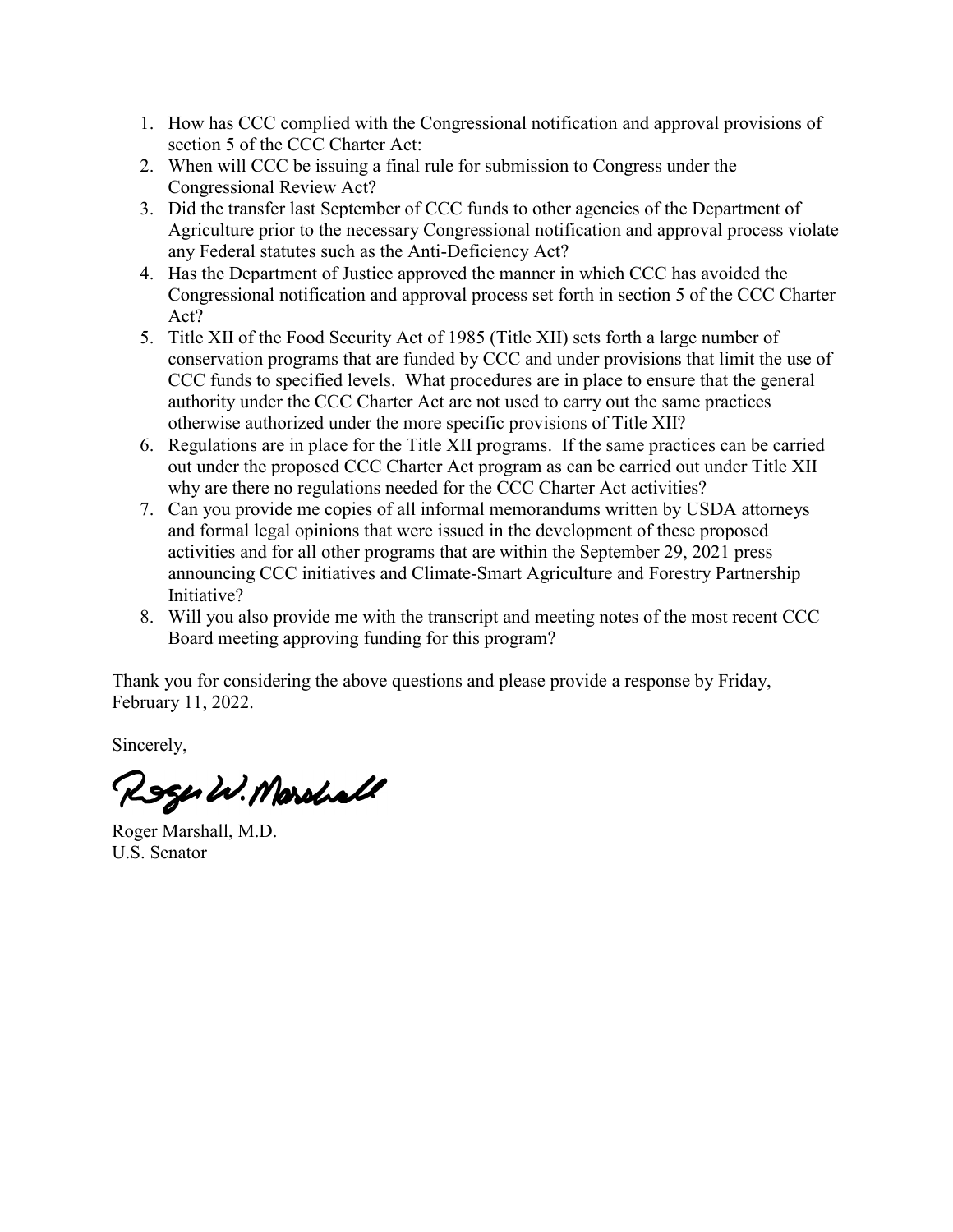1. How has CCC complied with the Congressional notification and approval provisions of section 5 of the CCC Charter Act:
2. When will CCC be issuing a final rule for submission to Congress under the Congressional Review Act?
3. Did the transfer last September of CCC funds to other agencies of the Department of Agriculture prior to the necessary Congressional notification and approval process violate any Federal statutes such as the Anti-Deficiency Act?
4. Has the Department of Justice approved the manner in which CCC has avoided the Congressional notification and approval process set forth in section 5 of the CCC Charter Act?
5. Title XII of the Food Security Act of 1985 (Title XII) sets forth a large number of conservation programs that are funded by CCC and under provisions that limit the use of CCC funds to specified levels. What procedures are in place to ensure that the general authority under the CCC Charter Act are not used to carry out the same practices otherwise authorized under the more specific provisions of Title XII?
6. Regulations are in place for the Title XII programs. If the same practices can be carried out under the proposed CCC Charter Act program as can be carried out under Title XII why are there no regulations needed for the CCC Charter Act activities?
7. Can you provide me copies of all informal memorandums written by USDA attorneys and formal legal opinions that were issued in the development of these proposed activities and for all other programs that are within the September 29, 2021 press announcing CCC initiatives and Climate-Smart Agriculture and Forestry Partnership Initiative?
8. Will you also provide me with the transcript and meeting notes of the most recent CCC Board meeting approving funding for this program?

Thank you for considering the above questions and please provide a response by Friday, February 11, 2022.

Sincerely,

Roger W. Marshall

Roger Marshall, M.D.
U.S. Senator